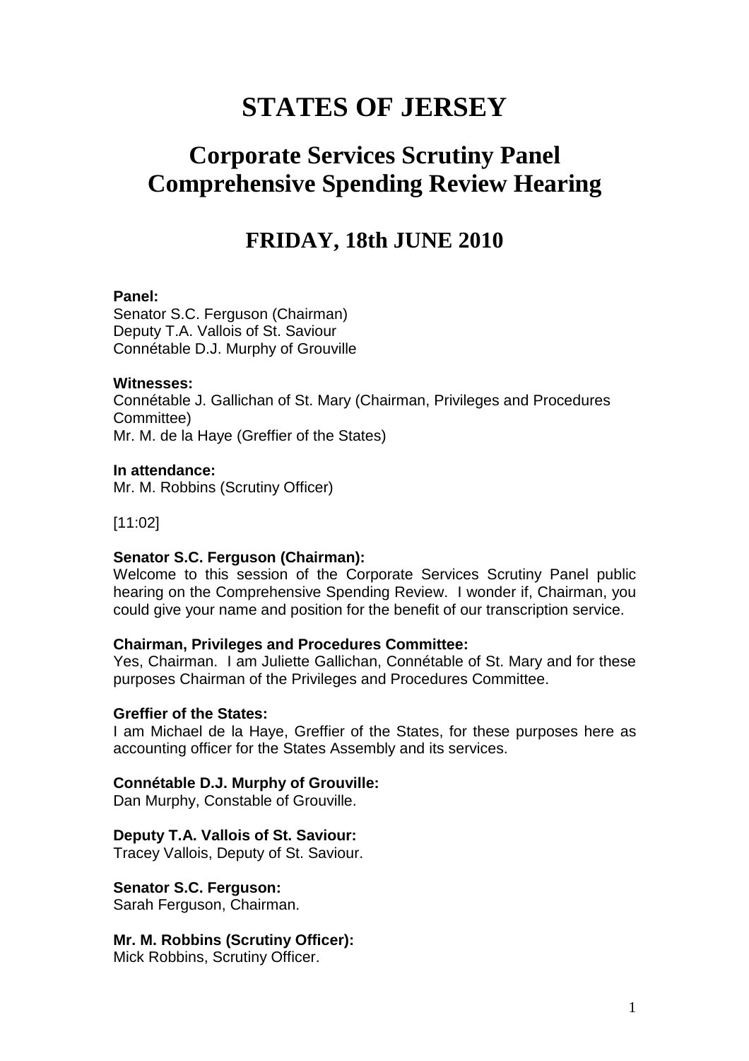# STATES OF JERSEY

## Corporate Services Scrutiny Panel Comprehensive Spending Review Hearing

## FRIDAY, 18th JUNE 2010

**Panel:**
Senator S.C. Ferguson (Chairman)
Deputy T.A. Vallois of St. Saviour
Connétable D.J. Murphy of Grouville

**Witnesses:**
Connétable J. Gallichan of St. Mary (Chairman, Privileges and Procedures Committee)
Mr. M. de la Haye (Greffier of the States)

**In attendance:**
Mr. M. Robbins (Scrutiny Officer)

[11:02]

**Senator S.C. Ferguson (Chairman):**
Welcome to this session of the Corporate Services Scrutiny Panel public hearing on the Comprehensive Spending Review. I wonder if, Chairman, you could give your name and position for the benefit of our transcription service.

**Chairman, Privileges and Procedures Committee:**
Yes, Chairman. I am Juliette Gallichan, Connétable of St. Mary and for these purposes Chairman of the Privileges and Procedures Committee.

**Greffier of the States:**
I am Michael de la Haye, Greffier of the States, for these purposes here as accounting officer for the States Assembly and its services.

**Connétable D.J. Murphy of Grouville:**
Dan Murphy, Constable of Grouville.

**Deputy T.A. Vallois of St. Saviour:**
Tracey Vallois, Deputy of St. Saviour.

**Senator S.C. Ferguson:**
Sarah Ferguson, Chairman.

**Mr. M. Robbins (Scrutiny Officer):**
Mick Robbins, Scrutiny Officer.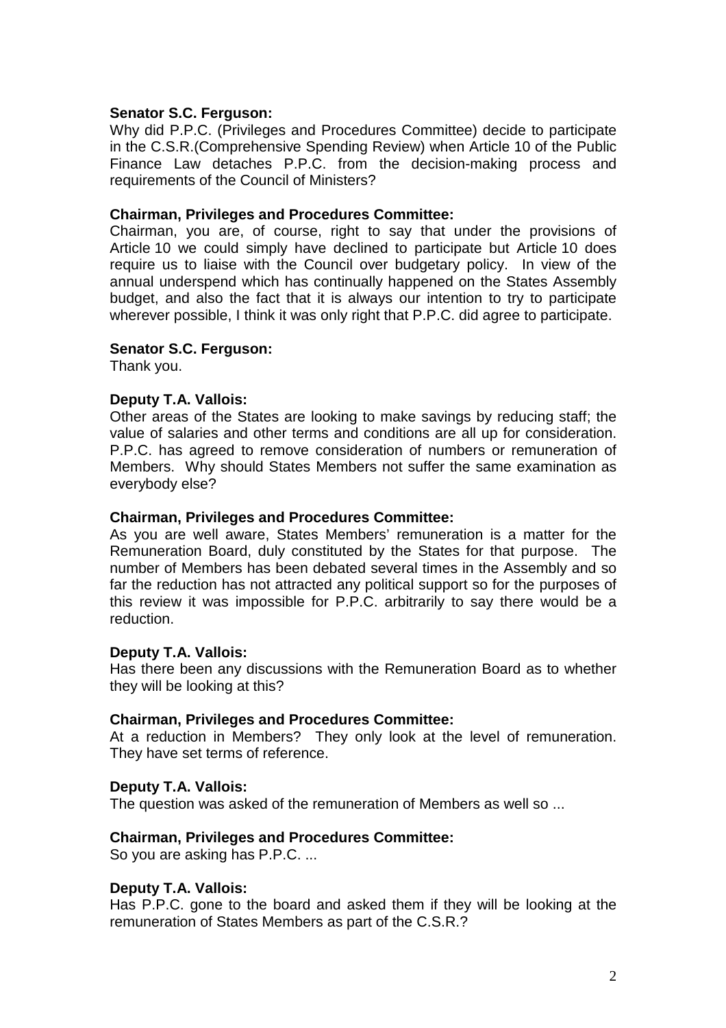**Senator S.C. Ferguson:**

Why did P.P.C. (Privileges and Procedures Committee) decide to participate in the C.S.R.(Comprehensive Spending Review) when Article 10 of the Public Finance Law detaches P.P.C. from the decision-making process and requirements of the Council of Ministers?

**Chairman, Privileges and Procedures Committee:**

Chairman, you are, of course, right to say that under the provisions of Article 10 we could simply have declined to participate but Article 10 does require us to liaise with the Council over budgetary policy. In view of the annual underspend which has continually happened on the States Assembly budget, and also the fact that it is always our intention to try to participate wherever possible, I think it was only right that P.P.C. did agree to participate.

**Senator S.C. Ferguson:**

Thank you.

**Deputy T.A. Vallois:**

Other areas of the States are looking to make savings by reducing staff; the value of salaries and other terms and conditions are all up for consideration. P.P.C. has agreed to remove consideration of numbers or remuneration of Members. Why should States Members not suffer the same examination as everybody else?

**Chairman, Privileges and Procedures Committee:**

As you are well aware, States Members' remuneration is a matter for the Remuneration Board, duly constituted by the States for that purpose. The number of Members has been debated several times in the Assembly and so far the reduction has not attracted any political support so for the purposes of this review it was impossible for P.P.C. arbitrarily to say there would be a reduction.

**Deputy T.A. Vallois:**

Has there been any discussions with the Remuneration Board as to whether they will be looking at this?

**Chairman, Privileges and Procedures Committee:**

At a reduction in Members? They only look at the level of remuneration. They have set terms of reference.

**Deputy T.A. Vallois:**

The question was asked of the remuneration of Members as well so ...

**Chairman, Privileges and Procedures Committee:**

So you are asking has P.P.C. ...

**Deputy T.A. Vallois:**

Has P.P.C. gone to the board and asked them if they will be looking at the remuneration of States Members as part of the C.S.R.?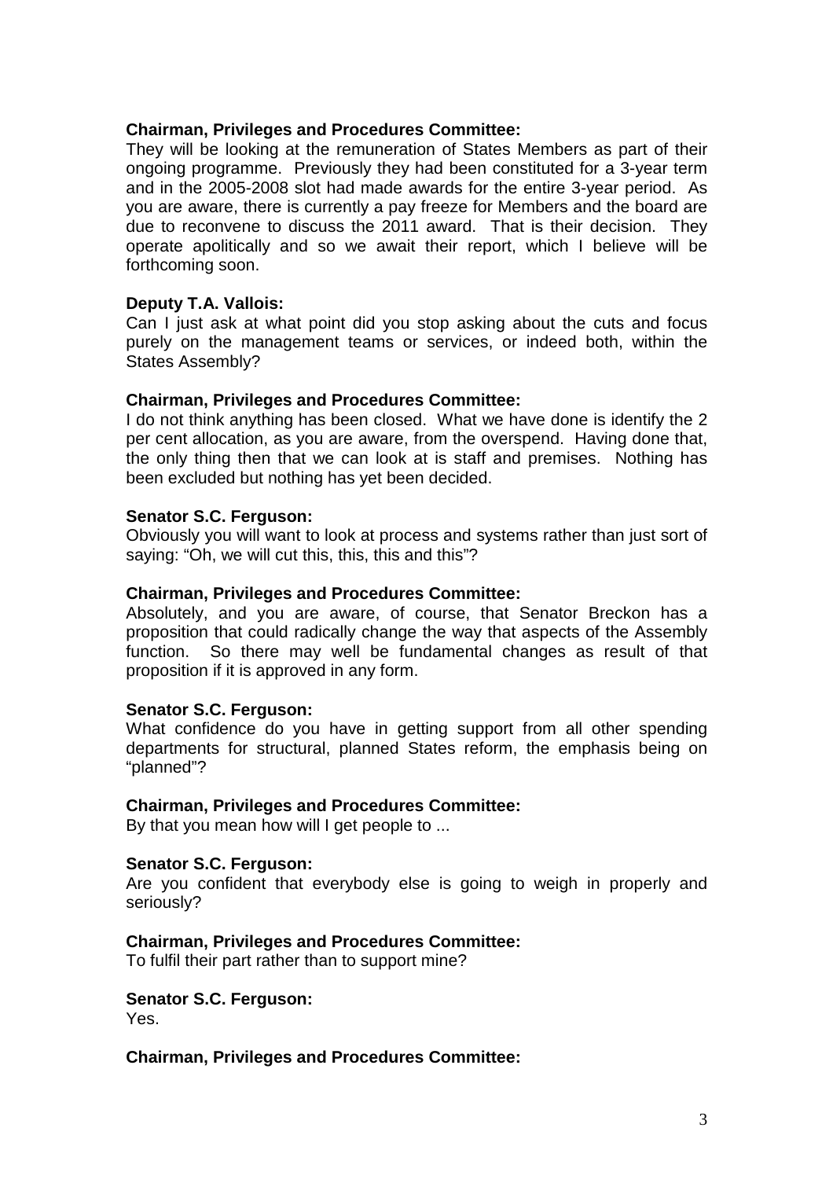**Chairman, Privileges and Procedures Committee:**

They will be looking at the remuneration of States Members as part of their ongoing programme. Previously they had been constituted for a 3-year term and in the 2005-2008 slot had made awards for the entire 3-year period. As you are aware, there is currently a pay freeze for Members and the board are due to reconvene to discuss the 2011 award. That is their decision. They operate apolitically and so we await their report, which I believe will be forthcoming soon.

**Deputy T.A. Vallois:**

Can I just ask at what point did you stop asking about the cuts and focus purely on the management teams or services, or indeed both, within the States Assembly?

**Chairman, Privileges and Procedures Committee:**

I do not think anything has been closed. What we have done is identify the 2 per cent allocation, as you are aware, from the overspend. Having done that, the only thing then that we can look at is staff and premises. Nothing has been excluded but nothing has yet been decided.

**Senator S.C. Ferguson:**

Obviously you will want to look at process and systems rather than just sort of saying: "Oh, we will cut this, this, this and this"?

**Chairman, Privileges and Procedures Committee:**

Absolutely, and you are aware, of course, that Senator Breckon has a proposition that could radically change the way that aspects of the Assembly function. So there may well be fundamental changes as result of that proposition if it is approved in any form.

**Senator S.C. Ferguson:**

What confidence do you have in getting support from all other spending departments for structural, planned States reform, the emphasis being on "planned"?

**Chairman, Privileges and Procedures Committee:**

By that you mean how will I get people to ...

**Senator S.C. Ferguson:**

Are you confident that everybody else is going to weigh in properly and seriously?

**Chairman, Privileges and Procedures Committee:**

To fulfil their part rather than to support mine?

**Senator S.C. Ferguson:**

Yes.

**Chairman, Privileges and Procedures Committee:**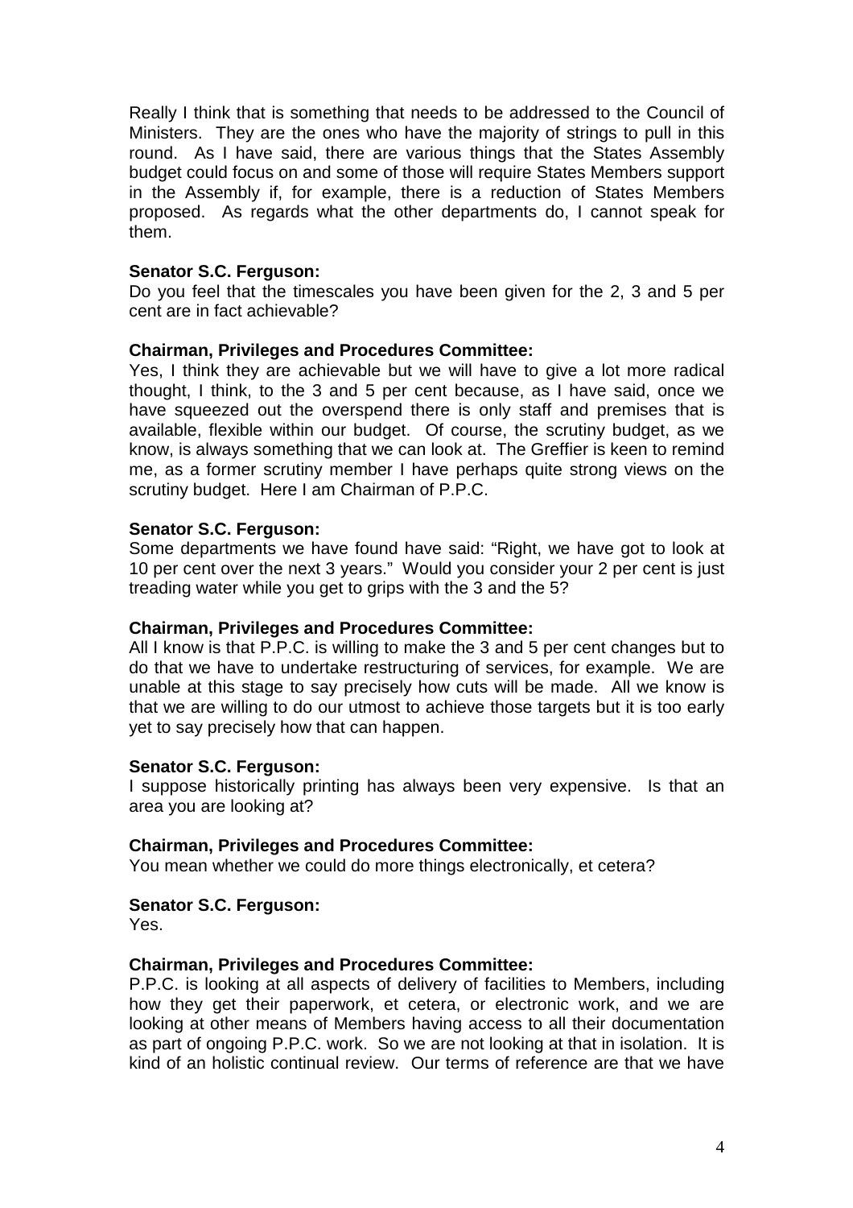Really I think that is something that needs to be addressed to the Council of Ministers. They are the ones who have the majority of strings to pull in this round. As I have said, there are various things that the States Assembly budget could focus on and some of those will require States Members support in the Assembly if, for example, there is a reduction of States Members proposed. As regards what the other departments do, I cannot speak for them.

**Senator S.C. Ferguson:**
Do you feel that the timescales you have been given for the 2, 3 and 5 per cent are in fact achievable?

**Chairman, Privileges and Procedures Committee:**
Yes, I think they are achievable but we will have to give a lot more radical thought, I think, to the 3 and 5 per cent because, as I have said, once we have squeezed out the overspend there is only staff and premises that is available, flexible within our budget. Of course, the scrutiny budget, as we know, is always something that we can look at. The Greffier is keen to remind me, as a former scrutiny member I have perhaps quite strong views on the scrutiny budget. Here I am Chairman of P.P.C.

**Senator S.C. Ferguson:**
Some departments we have found have said: "Right, we have got to look at 10 per cent over the next 3 years." Would you consider your 2 per cent is just treading water while you get to grips with the 3 and the 5?

**Chairman, Privileges and Procedures Committee:**
All I know is that P.P.C. is willing to make the 3 and 5 per cent changes but to do that we have to undertake restructuring of services, for example. We are unable at this stage to say precisely how cuts will be made. All we know is that we are willing to do our utmost to achieve those targets but it is too early yet to say precisely how that can happen.

**Senator S.C. Ferguson:**
I suppose historically printing has always been very expensive. Is that an area you are looking at?

**Chairman, Privileges and Procedures Committee:**
You mean whether we could do more things electronically, et cetera?

**Senator S.C. Ferguson:**
Yes.

**Chairman, Privileges and Procedures Committee:**
P.P.C. is looking at all aspects of delivery of facilities to Members, including how they get their paperwork, et cetera, or electronic work, and we are looking at other means of Members having access to all their documentation as part of ongoing P.P.C. work. So we are not looking at that in isolation. It is kind of an holistic continual review. Our terms of reference are that we have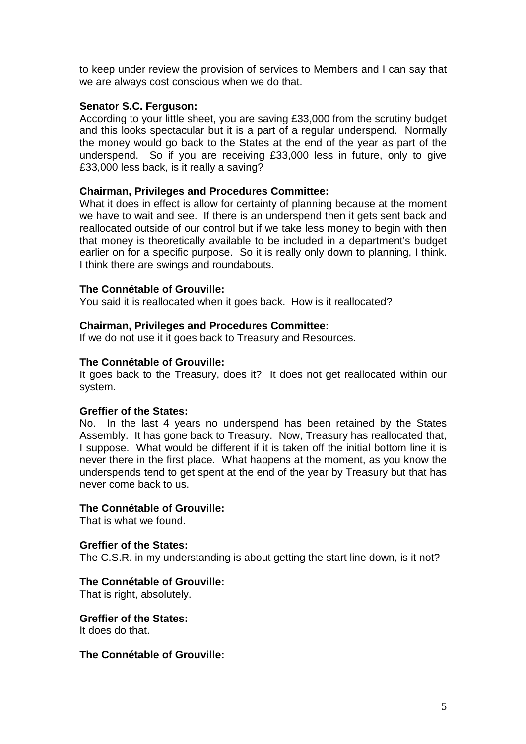to keep under review the provision of services to Members and I can say that we are always cost conscious when we do that.

**Senator S.C. Ferguson:**
According to your little sheet, you are saving £33,000 from the scrutiny budget and this looks spectacular but it is a part of a regular underspend. Normally the money would go back to the States at the end of the year as part of the underspend. So if you are receiving £33,000 less in future, only to give £33,000 less back, is it really a saving?

**Chairman, Privileges and Procedures Committee:**
What it does in effect is allow for certainty of planning because at the moment we have to wait and see. If there is an underspend then it gets sent back and reallocated outside of our control but if we take less money to begin with then that money is theoretically available to be included in a department's budget earlier on for a specific purpose. So it is really only down to planning, I think. I think there are swings and roundabouts.

**The Connétable of Grouville:**
You said it is reallocated when it goes back. How is it reallocated?

**Chairman, Privileges and Procedures Committee:**
If we do not use it it goes back to Treasury and Resources.

**The Connétable of Grouville:**
It goes back to the Treasury, does it? It does not get reallocated within our system.

**Greffier of the States:**
No. In the last 4 years no underspend has been retained by the States Assembly. It has gone back to Treasury. Now, Treasury has reallocated that, I suppose. What would be different if it is taken off the initial bottom line it is never there in the first place. What happens at the moment, as you know the underspends tend to get spent at the end of the year by Treasury but that has never come back to us.

**The Connétable of Grouville:**
That is what we found.

**Greffier of the States:**
The C.S.R. in my understanding is about getting the start line down, is it not?

**The Connétable of Grouville:**
That is right, absolutely.

**Greffier of the States:**
It does do that.

**The Connétable of Grouville:**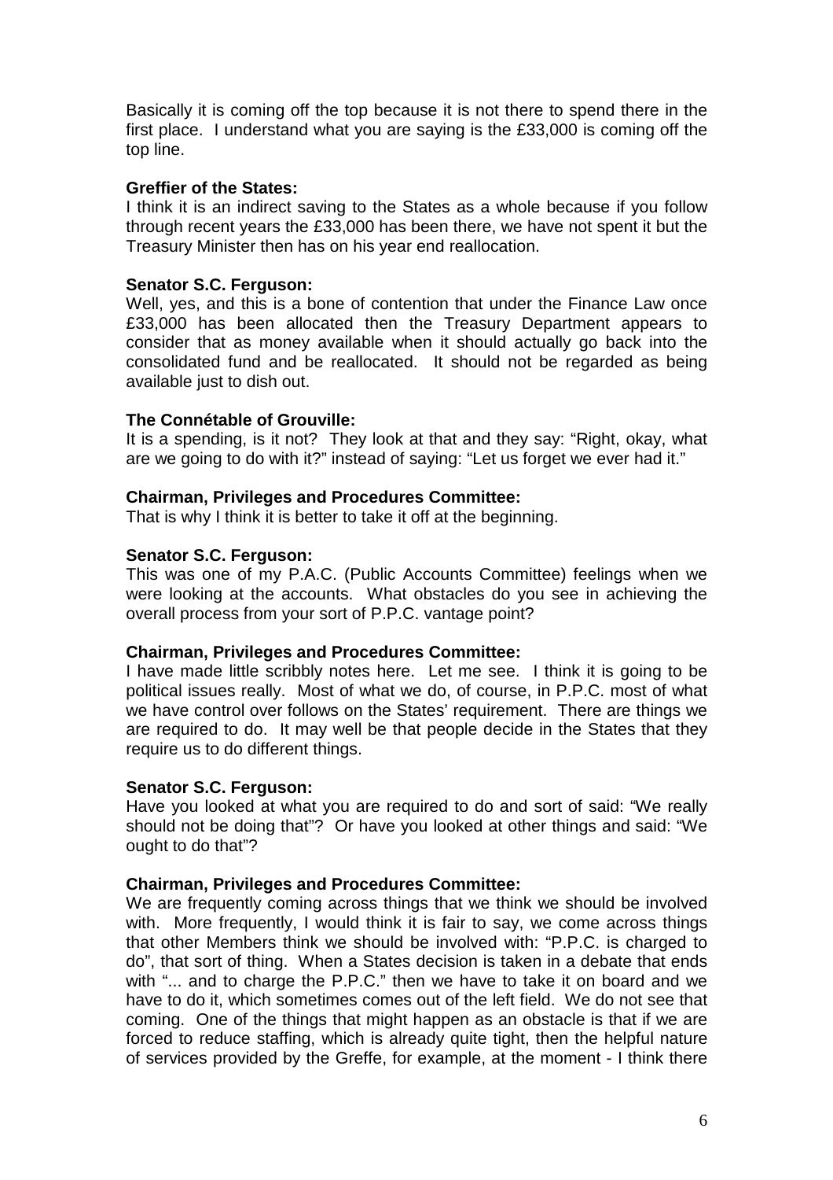Basically it is coming off the top because it is not there to spend there in the first place. I understand what you are saying is the £33,000 is coming off the top line.

**Greffier of the States:**
I think it is an indirect saving to the States as a whole because if you follow through recent years the £33,000 has been there, we have not spent it but the Treasury Minister then has on his year end reallocation.

**Senator S.C. Ferguson:**
Well, yes, and this is a bone of contention that under the Finance Law once £33,000 has been allocated then the Treasury Department appears to consider that as money available when it should actually go back into the consolidated fund and be reallocated. It should not be regarded as being available just to dish out.

**The Connétable of Grouville:**
It is a spending, is it not? They look at that and they say: "Right, okay, what are we going to do with it?" instead of saying: "Let us forget we ever had it."

**Chairman, Privileges and Procedures Committee:**
That is why I think it is better to take it off at the beginning.

**Senator S.C. Ferguson:**
This was one of my P.A.C. (Public Accounts Committee) feelings when we were looking at the accounts. What obstacles do you see in achieving the overall process from your sort of P.P.C. vantage point?

**Chairman, Privileges and Procedures Committee:**
I have made little scribbly notes here. Let me see. I think it is going to be political issues really. Most of what we do, of course, in P.P.C. most of what we have control over follows on the States' requirement. There are things we are required to do. It may well be that people decide in the States that they require us to do different things.

**Senator S.C. Ferguson:**
Have you looked at what you are required to do and sort of said: "We really should not be doing that"? Or have you looked at other things and said: "We ought to do that"?

**Chairman, Privileges and Procedures Committee:**
We are frequently coming across things that we think we should be involved with. More frequently, I would think it is fair to say, we come across things that other Members think we should be involved with: "P.P.C. is charged to do", that sort of thing. When a States decision is taken in a debate that ends with "... and to charge the P.P.C." then we have to take it on board and we have to do it, which sometimes comes out of the left field. We do not see that coming. One of the things that might happen as an obstacle is that if we are forced to reduce staffing, which is already quite tight, then the helpful nature of services provided by the Greffe, for example, at the moment - I think there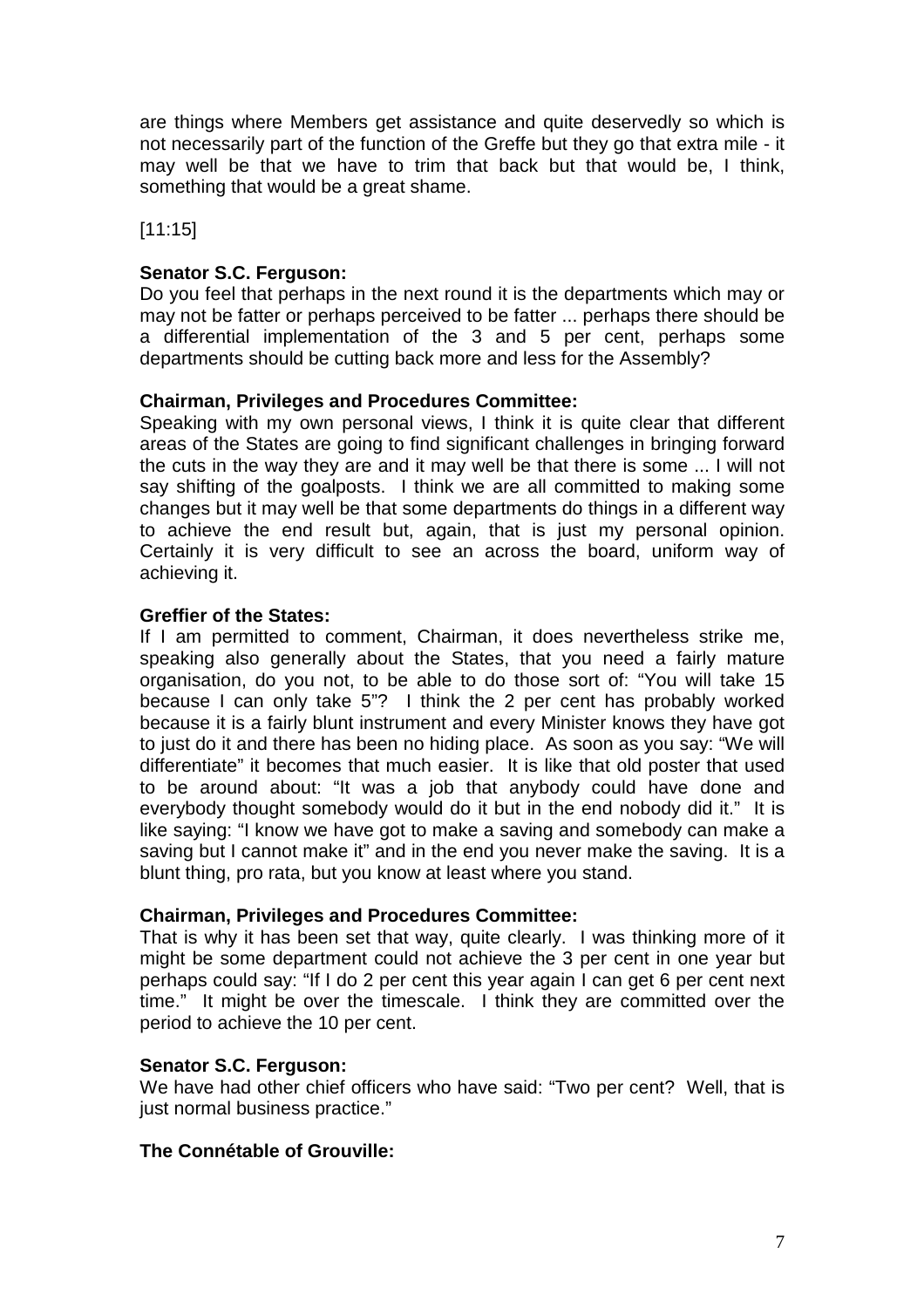are things where Members get assistance and quite deservedly so which is not necessarily part of the function of the Greffe but they go that extra mile - it may well be that we have to trim that back but that would be, I think, something that would be a great shame.

[11:15]

**Senator S.C. Ferguson:**
Do you feel that perhaps in the next round it is the departments which may or may not be fatter or perhaps perceived to be fatter ... perhaps there should be a differential implementation of the 3 and 5 per cent, perhaps some departments should be cutting back more and less for the Assembly?

**Chairman, Privileges and Procedures Committee:**
Speaking with my own personal views, I think it is quite clear that different areas of the States are going to find significant challenges in bringing forward the cuts in the way they are and it may well be that there is some ... I will not say shifting of the goalposts. I think we are all committed to making some changes but it may well be that some departments do things in a different way to achieve the end result but, again, that is just my personal opinion. Certainly it is very difficult to see an across the board, uniform way of achieving it.

**Greffier of the States:**
If I am permitted to comment, Chairman, it does nevertheless strike me, speaking also generally about the States, that you need a fairly mature organisation, do you not, to be able to do those sort of: "You will take 15 because I can only take 5"? I think the 2 per cent has probably worked because it is a fairly blunt instrument and every Minister knows they have got to just do it and there has been no hiding place. As soon as you say: "We will differentiate" it becomes that much easier. It is like that old poster that used to be around about: "It was a job that anybody could have done and everybody thought somebody would do it but in the end nobody did it." It is like saying: "I know we have got to make a saving and somebody can make a saving but I cannot make it" and in the end you never make the saving. It is a blunt thing, pro rata, but you know at least where you stand.

**Chairman, Privileges and Procedures Committee:**
That is why it has been set that way, quite clearly. I was thinking more of it might be some department could not achieve the 3 per cent in one year but perhaps could say: "If I do 2 per cent this year again I can get 6 per cent next time." It might be over the timescale. I think they are committed over the period to achieve the 10 per cent.

**Senator S.C. Ferguson:**
We have had other chief officers who have said: "Two per cent? Well, that is just normal business practice."

**The Connétable of Grouville:**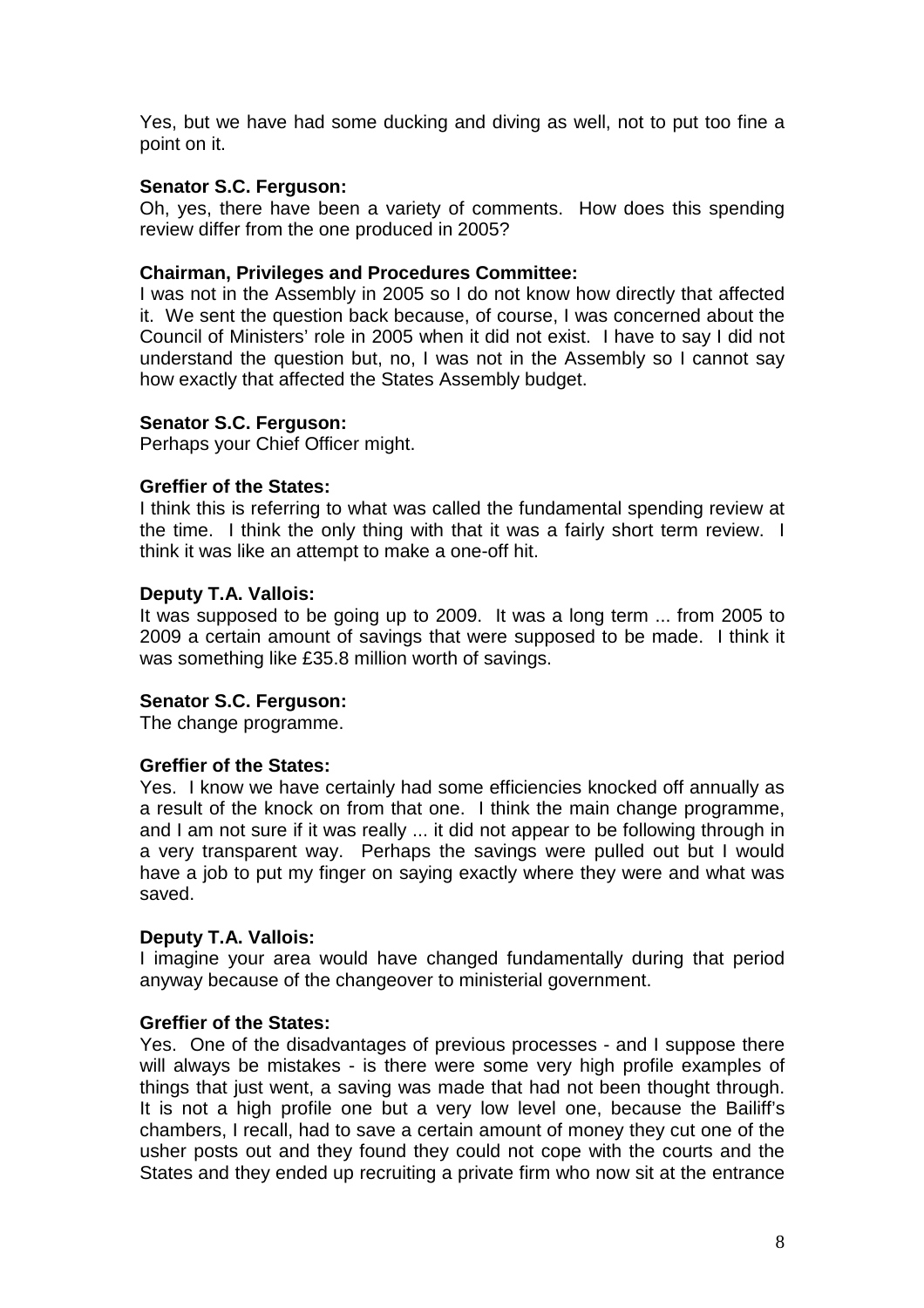Yes, but we have had some ducking and diving as well, not to put too fine a point on it.

**Senator S.C. Ferguson:**
Oh, yes, there have been a variety of comments. How does this spending review differ from the one produced in 2005?

**Chairman, Privileges and Procedures Committee:**
I was not in the Assembly in 2005 so I do not know how directly that affected it. We sent the question back because, of course, I was concerned about the Council of Ministers' role in 2005 when it did not exist. I have to say I did not understand the question but, no, I was not in the Assembly so I cannot say how exactly that affected the States Assembly budget.

**Senator S.C. Ferguson:**
Perhaps your Chief Officer might.

**Greffier of the States:**
I think this is referring to what was called the fundamental spending review at the time. I think the only thing with that it was a fairly short term review. I think it was like an attempt to make a one-off hit.

**Deputy T.A. Vallois:**
It was supposed to be going up to 2009. It was a long term ... from 2005 to 2009 a certain amount of savings that were supposed to be made. I think it was something like £35.8 million worth of savings.

**Senator S.C. Ferguson:**
The change programme.

**Greffier of the States:**
Yes. I know we have certainly had some efficiencies knocked off annually as a result of the knock on from that one. I think the main change programme, and I am not sure if it was really ... it did not appear to be following through in a very transparent way. Perhaps the savings were pulled out but I would have a job to put my finger on saying exactly where they were and what was saved.

**Deputy T.A. Vallois:**
I imagine your area would have changed fundamentally during that period anyway because of the changeover to ministerial government.

**Greffier of the States:**
Yes. One of the disadvantages of previous processes - and I suppose there will always be mistakes - is there were some very high profile examples of things that just went, a saving was made that had not been thought through. It is not a high profile one but a very low level one, because the Bailiff's chambers, I recall, had to save a certain amount of money they cut one of the usher posts out and they found they could not cope with the courts and the States and they ended up recruiting a private firm who now sit at the entrance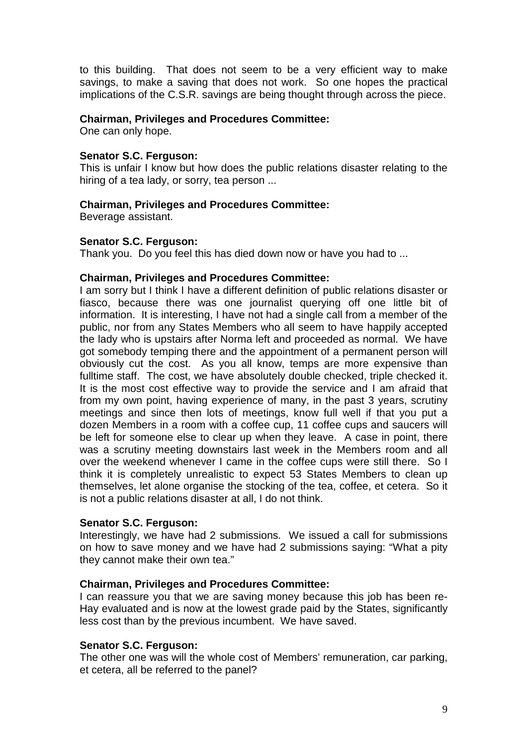to this building. That does not seem to be a very efficient way to make savings, to make a saving that does not work. So one hopes the practical implications of the C.S.R. savings are being thought through across the piece.

**Chairman, Privileges and Procedures Committee:**
One can only hope.

**Senator S.C. Ferguson:**
This is unfair I know but how does the public relations disaster relating to the hiring of a tea lady, or sorry, tea person ...

**Chairman, Privileges and Procedures Committee:**
Beverage assistant.

**Senator S.C. Ferguson:**
Thank you. Do you feel this has died down now or have you had to ...

**Chairman, Privileges and Procedures Committee:**
I am sorry but I think I have a different definition of public relations disaster or fiasco, because there was one journalist querying off one little bit of information. It is interesting, I have not had a single call from a member of the public, nor from any States Members who all seem to have happily accepted the lady who is upstairs after Norma left and proceeded as normal. We have got somebody temping there and the appointment of a permanent person will obviously cut the cost. As you all know, temps are more expensive than fulltime staff. The cost, we have absolutely double checked, triple checked it. It is the most cost effective way to provide the service and I am afraid that from my own point, having experience of many, in the past 3 years, scrutiny meetings and since then lots of meetings, know full well if that you put a dozen Members in a room with a coffee cup, 11 coffee cups and saucers will be left for someone else to clear up when they leave. A case in point, there was a scrutiny meeting downstairs last week in the Members room and all over the weekend whenever I came in the coffee cups were still there. So I think it is completely unrealistic to expect 53 States Members to clean up themselves, let alone organise the stocking of the tea, coffee, et cetera. So it is not a public relations disaster at all, I do not think.

**Senator S.C. Ferguson:**
Interestingly, we have had 2 submissions. We issued a call for submissions on how to save money and we have had 2 submissions saying: "What a pity they cannot make their own tea."

**Chairman, Privileges and Procedures Committee:**
I can reassure you that we are saving money because this job has been re-Hay evaluated and is now at the lowest grade paid by the States, significantly less cost than by the previous incumbent. We have saved.

**Senator S.C. Ferguson:**
The other one was will the whole cost of Members' remuneration, car parking, et cetera, all be referred to the panel?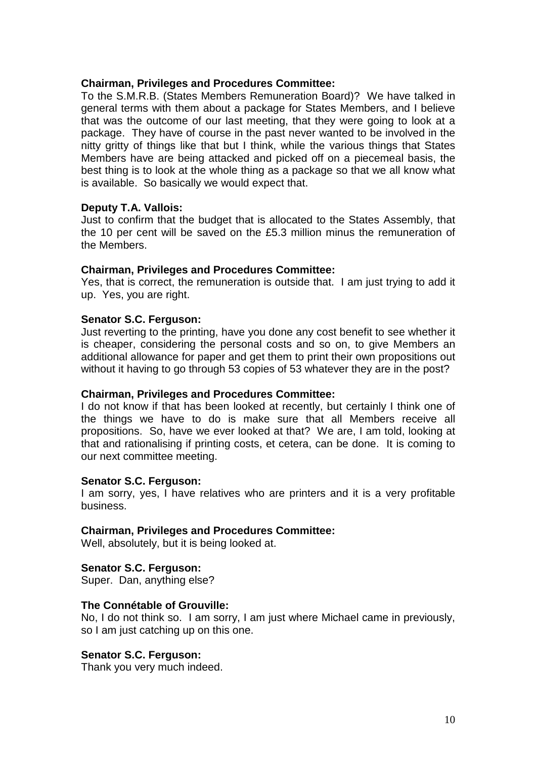**Chairman, Privileges and Procedures Committee:**
To the S.M.R.B. (States Members Remuneration Board)? We have talked in general terms with them about a package for States Members, and I believe that was the outcome of our last meeting, that they were going to look at a package. They have of course in the past never wanted to be involved in the nitty gritty of things like that but I think, while the various things that States Members have are being attacked and picked off on a piecemeal basis, the best thing is to look at the whole thing as a package so that we all know what is available. So basically we would expect that.

**Deputy T.A. Vallois:**
Just to confirm that the budget that is allocated to the States Assembly, that the 10 per cent will be saved on the £5.3 million minus the remuneration of the Members.

**Chairman, Privileges and Procedures Committee:**
Yes, that is correct, the remuneration is outside that. I am just trying to add it up. Yes, you are right.

**Senator S.C. Ferguson:**
Just reverting to the printing, have you done any cost benefit to see whether it is cheaper, considering the personal costs and so on, to give Members an additional allowance for paper and get them to print their own propositions out without it having to go through 53 copies of 53 whatever they are in the post?

**Chairman, Privileges and Procedures Committee:**
I do not know if that has been looked at recently, but certainly I think one of the things we have to do is make sure that all Members receive all propositions. So, have we ever looked at that? We are, I am told, looking at that and rationalising if printing costs, et cetera, can be done. It is coming to our next committee meeting.

**Senator S.C. Ferguson:**
I am sorry, yes, I have relatives who are printers and it is a very profitable business.

**Chairman, Privileges and Procedures Committee:**
Well, absolutely, but it is being looked at.

**Senator S.C. Ferguson:**
Super. Dan, anything else?

**The Connétable of Grouville:**
No, I do not think so. I am sorry, I am just where Michael came in previously, so I am just catching up on this one.

**Senator S.C. Ferguson:**
Thank you very much indeed.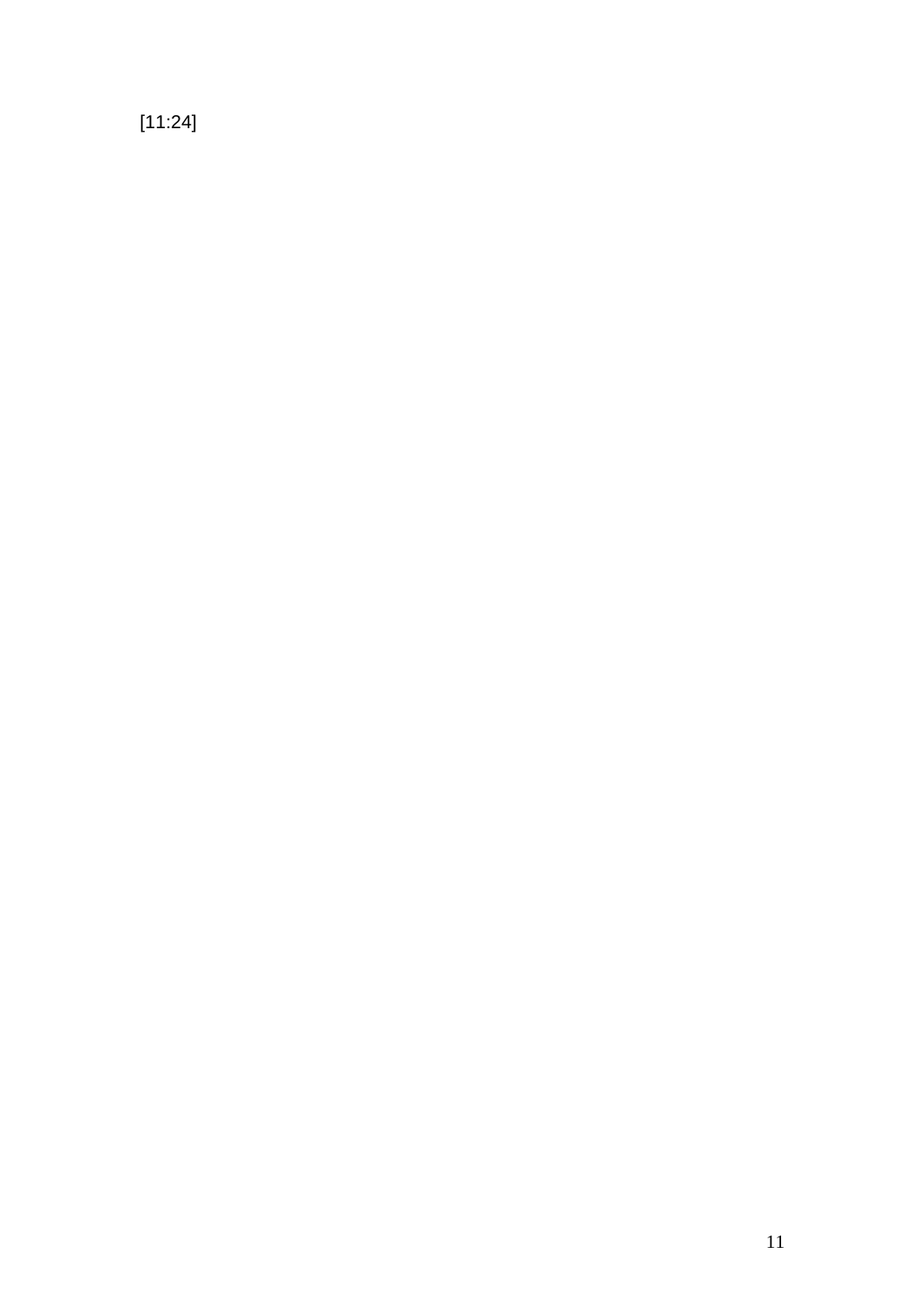[11:24]